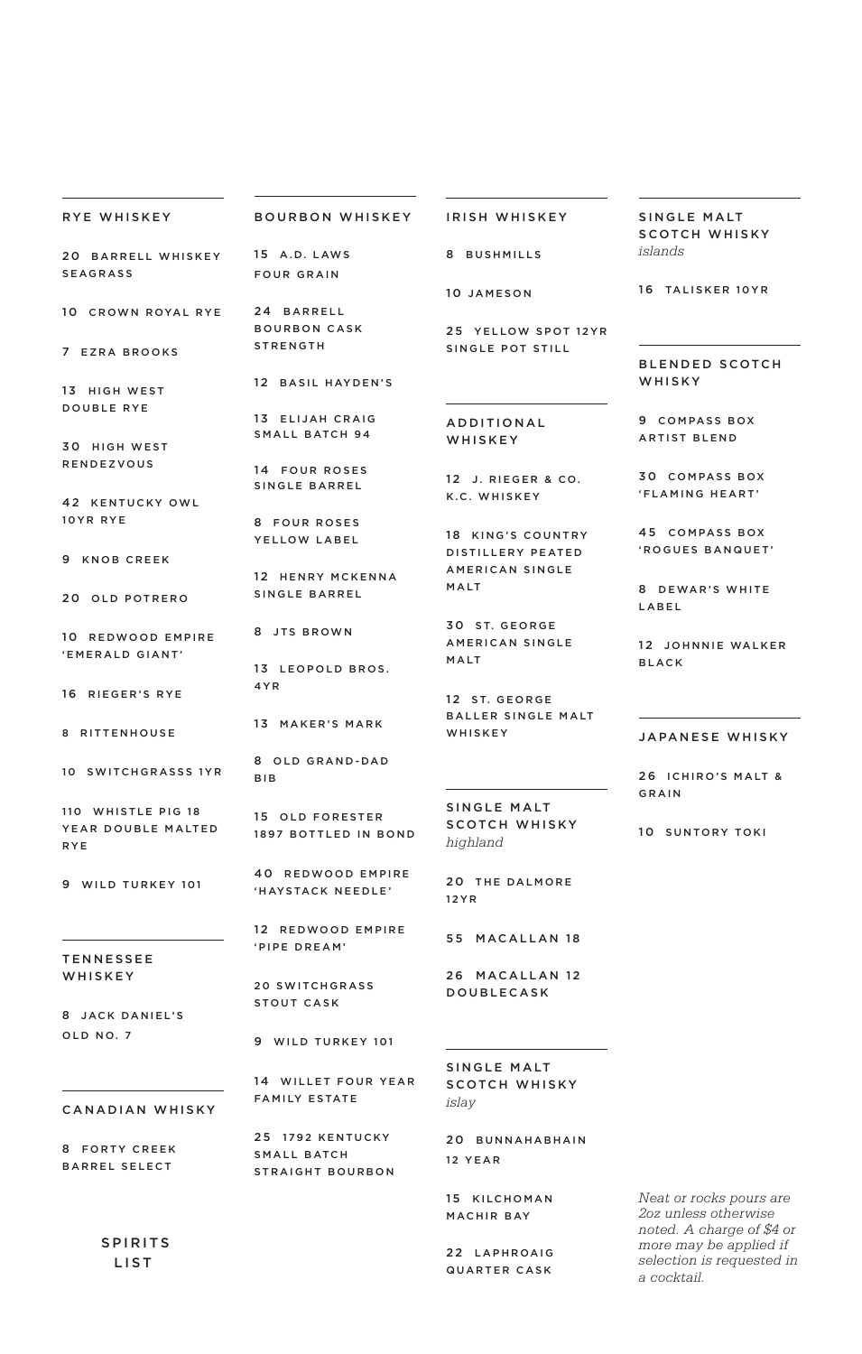# SPIRITS LIST

## RYE WHISKEY

20 BARREL WHISKEY SEAGRASS

10 CROWN ROYAL RYE

7 EZRA BROOKS

13 HIGH WEST DOUBLE RYE

30 HIGH WEST RENDEZVOUS

42 KENTUCKY OWL 10YR RYE

9 KNOB CREEK

20 OLD POTRERO

10 REDWOOD EMPIRE 'EMERALD GIANT'

16 RIEGER'S RYE

8 RITTENHOUSE

10 SWITCHGRASSS 1YR

110 WHISTLE PIG 18 YEAR DOUBLE MALTED RYE

9 WILD TURKEY 101

## TENNESSEE WHISKEY

8 JACK DANIEL'S OLD NO. 7

## CANADIAN WHISKY

8 FORTY CREEK BARREL SELECT

## BOURBON WHISKEY

15 A.D. LAWS FOUR GRAIN

24 BARRELL BOURBON CASK STRENGTH

12 BASIL HAYDEN'S

13 ELIJAH CRAIG SMALL BATCH 94

14 FOUR ROSES SINGLE BARREL

8 FOUR ROSES YELLOW LABEL

12 HENRY MCKENNA SINGLE BARREL

8 JTS BROWN

13 LEOPOLD BROS. 4YR

13 MAKER'S MARK

8 OLD GRAND-DAD BIB

15 OLD FORESTER 1897 BOTTLED IN BOND

40 REDWOOD EMPIRE 'HAYSTACK NEEDLE'

12 REDWOOD EMPIRE 'PIPE DREAM'

20 SWITCHGRASS STOUT CASK

9 WILD TURKEY 101

14 WILLET FOUR YEAR FAMILY ESTATE

25 1792 KENTUCKY SMALL BATCH STRAIGHT BOURBON

## IRISH WHISKEY

8 BUSHMILLS

10 JAMESON

25 YELLOW SPOT 12YR SINGLE POT STILL

## ADDITIONAL WHISKEY

12 J. RIEGER & CO. K.C. WHISKEY

18 KING'S COUNTRY DISTILLERY PEATED AMERICAN SINGLE MALT

30 ST. GEORGE AMERICAN SINGLE MALT

12 ST. GEORGE BALLER SINGLE MALT WHISKEY

## SINGLE MALT SCOTCH WHISKY
*highland*

20 THE DALMORE 12YR

55 MACALLAN 18

26 MACALLAN 12 DOUBLECASK

## SINGLE MALT SCOTCH WHISKY
*islay*

20 BUNNAHABHAIN 12 YEAR

15 KILCHOMAN MACHIR BAY

22 LAPHROAIG QUARTER CASK

## SINGLE MALT SCOTCH WHISKY
*islands*

16 TALISKER 10YR

## BLENDED SCOTCH WHISKY

9 COMPASS BOX ARTIST BLEND

30 COMPASS BOX 'FLAMING HEART'

45 COMPASS BOX 'ROGUES BANQUET'

8 DEWAR'S WHITE LABEL

12 JOHNNIE WALKER BLACK

## JAPANESE WHISKY

26 ICHIRO'S MALT & GRAIN

10 SUNTORY TOKI

*Neat or rocks pours are 2oz unless otherwise noted. A charge of $4 or more may be applied if selection is requested in a cocktail.*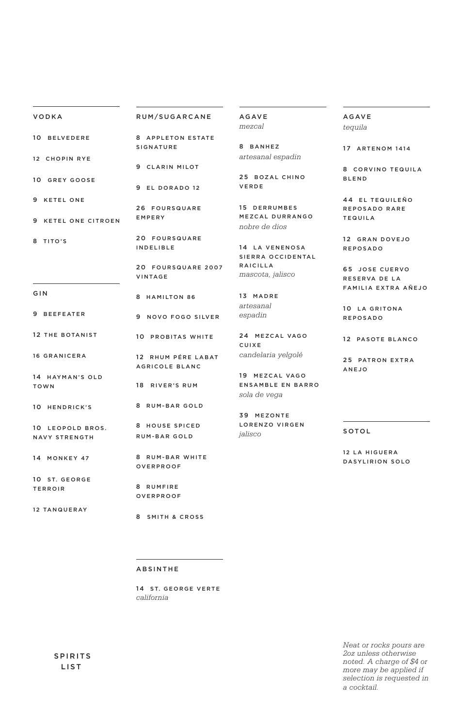## VODKA

10 BELVEDERE

12 CHOPIN RYE

10 GREY GOOSE

9 KETEL ONE

9 KETEL ONE CITROEN

8 TITO'S

## GIN

9 BEEFEATER

12 THE BOTANIST

16 GRANICERA

14 HAYMAN'S OLD TOWN

10 HENDRICK'S

10 LEOPOLD BROS. NAVY STRENGTH

14 MONKEY 47

10 ST. GEORGE TERROIR

12 TANQUERAY

## RUM/SUGARCANE

8 APPLETON ESTATE SIGNATURE

9 CLARIN MILOT

9 EL DORADO 12

26 FOURSQUARE EMPERY

20 FOURSQUARE INDELIBLE

20 FOURSQUARE 2007 VINTAGE

8 HAMILTON 86

9 NOVO FOGO SILVER

10 PROBITAS WHITE

12 RHUM PÉRE LABAT AGRICOLE BLANC

18 RIVER'S RUM

8 RUM-BAR GOLD

8 HOUSE SPICED RUM-BAR GOLD

8 RUM-BAR WHITE OVERPROOF

8 RUMFIRE OVERPROOF

8 SMITH & CROSS

## ABSINTHE

14 ST. GEORGE VERTE
*california*

## AGAVE
*mezcal*

8 BANHEZ
*artesanal espadin*

25 BOZAL CHINO VERDE

15 DERRUMBES MEZCAL DURRANGO
*nobre de dios*

14 LA VENENOSA SIERRA OCCIDENTAL RAICILLA
*mascota, jalisco*

13 MADRE
*artesanal espadin*

24 MEZCAL VAGO CUIXE
*candelaria yelgolé*

19 MEZCAL VAGO ENSAMBLE EN BARRO
*sola de vega*

39 MEZONTE LORENZO VIRGEN
*jalisco*

## AGAVE
*tequila*

17 ARTENOM 1414

8 CORVINO TEQUILA BLEND

44 EL TEQUILEÑO REPOSADO RARE TEQUILA

12 GRAN DOVEJO REPOSADO

65 JOSE CUERVO RESERVA DE LA FAMILIA EXTRA AÑEJO

10 LA GRITONA REPOSADO

12 PASOTE BLANCO

25 PATRON EXTRA ANEJO

## SOTOL

12 LA HIGUERA DASYLIRION SOLO

SPIRITS LIST

*Neat or rocks pours are 2oz unless otherwise noted. A charge of $4 or more may be applied if selection is requested in a cocktail.*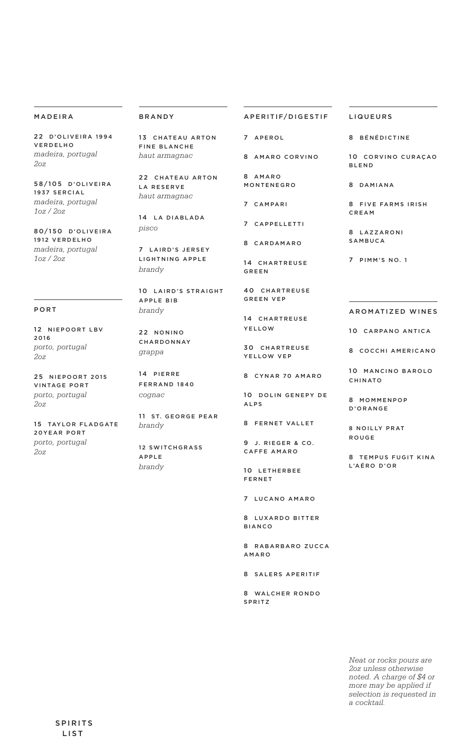## MADEIRA

**22 D'OLIVEIRA 1994 VERDELHO**
*madeira, portugal*
*2oz*

**58/105 D'OLIVEIRA 1937 SERCIAL**
*madeira, portugal*
*1oz / 2oz*

**80/150 D'OLIVEIRA 1912 VERDELHO**
*madeira, portugal*
*1oz / 2oz*

## PORT

**12 NIEPOORT LBV 2016**
*porto, portugal*
*2oz*

**25 NIEPOORT 2015 VINTAGE PORT**
*porto, portugal*
*2oz*

**15 TAYLOR FLADGATE 20YEAR PORT**
*porto, portugal*
*2oz*

## BRANDY

**13 CHATEAU ARTON FINE BLANCHE**
*haut armagnac*

**22 CHATEAU ARTON LA RESERVE**
*haut armagnac*

**14 LA DIABLADA**
*pisco*

**7 LAIRD'S JERSEY LIGHTNING APPLE**
*brandy*

**10 LAIRD'S STRAIGHT APPLE BIB**
*brandy*

**22 NONINO CHARDONNAY**
*grappa*

**14 PIERRE FERRAND 1840**
*cognac*

**11 ST. GEORGE PEAR**
*brandy*

**12 SWITCHGRASS APPLE**
*brandy*

## APERITIF/DIGESTIF

**7 APEROL**

**8 AMARO CORVINO**

**8 AMARO MONTENEGRO**

**7 CAMPARI**

**7 CAPPELLETTI**

**8 CARDAMARO**

**14 CHARTREUSE GREEN**

**40 CHARTREUSE GREEN VEP**

**14 CHARTREUSE YELLOW**

**30 CHARTREUSE YELLOW VEP**

**8 CYNAR 70 AMARO**

**10 DOLIN GENEPY DE ALPS**

**8 FERNET VALLET**

**9 J. RIEGER & CO. CAFFE AMARO**

**10 LETHERBEE FERNET**

**7 LUCANO AMARO**

**8 LUXARDO BITTER BIANCO**

**8 RABARBARO ZUCCA AMARO**

**8 SALERS APERITIF**

**8 WALCHER RONDO SPRITZ**

## LIQUEURS

**8 BÉNÉDICTINE**

**10 CORVINO CURAÇAO BLEND**

**8 DAMIANA**

**8 FIVE FARMS IRISH CREAM**

**8 LAZZARONI SAMBUCA**

**7 PIMM'S NO. 1**

## AROMATIZED WINES

**10 CARPANO ANTICA**

**8 COCCHI AMERICANO**

**10 MANCINO BAROLO CHINATO**

**8 MOMMENPOP D'ORANGE**

**8 NOILLY PRAT ROUGE**

**8 TEMPUS FUGIT KINA L'AÉRO D'OR**

*Neat or rocks pours are 2oz unless otherwise noted. A charge of $4 or more may be applied if selection is requested in a cocktail.*

SPIRITS LIST